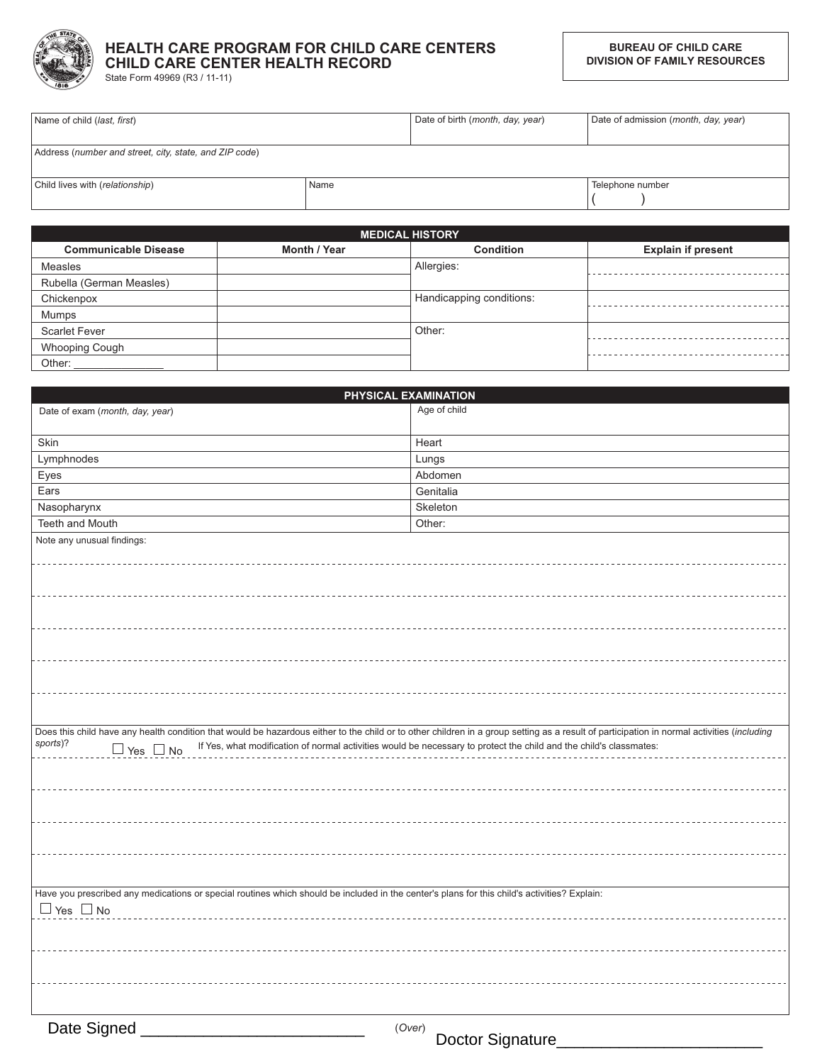# HEALTH CARE PROGRAM FOR CHILD CARE CENTERS
# CHILD CARE CENTER HEALTH RECORD

State Form 49969 (R3 / 11-11)

**BUREAU OF CHILD CARE**
**DIVISION OF FAMILY RESOURCES**

| Name of child (*last, first*) | | Date of birth (*month, day, year*) | Date of admission (*month, day, year*) |
|---|---|---|---|
| Address (*number and street, city, state, and ZIP code*) | | | |
| Child lives with (*relationship*) | Name | | Telephone number<br>( ) |

## MEDICAL HISTORY

| Communicable Disease | Month / Year | Condition | Explain if present |
|---|---|---|---|
| Measles | | Allergies: | |
| Rubella (German Measles) | | | |
| Chickenpox | | Handicapping conditions: | |
| Mumps | | | |
| Scarlet Fever | | Other: | |
| Whooping Cough | | | |
| Other: _______________ | | | |

## PHYSICAL EXAMINATION

| Date of exam (*month, day, year*) | Age of child |
|---|---|
| Skin | Heart |
| Lymphnodes | Lungs |
| Eyes | Abdomen |
| Ears | Genitalia |
| Nasopharynx | Skeleton |
| Teeth and Mouth | Other: |

Note any unusual findings:

Does this child have any health condition that would be hazardous either to the child or to other children in a group setting as a result of participation in normal activities (*including sports*)?

☐ Yes ☐ No If Yes, what modification of normal activities would be necessary to protect the child and the child's classmates:

Have you prescribed any medications or special routines which should be included in the center's plans for this child's activities? Explain:

☐ Yes ☐ No

Date Signed ________________________

(*Over*)

Doctor Signature______________________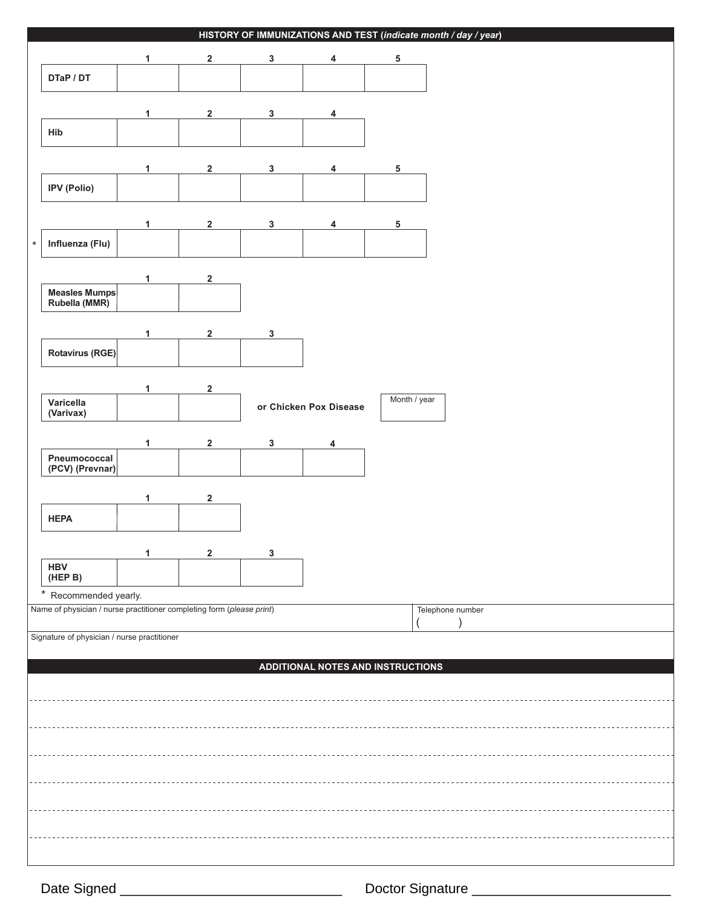## HISTORY OF IMMUNIZATIONS AND TEST (*indicate month / day / year*)

| | 1 | 2 | 3 | 4 | 5 |
|---|---|---|---|---|---|
| DTaP / DT | | | | | |

| | 1 | 2 | 3 | 4 |
|---|---|---|---|---|
| Hib | | | | |

| | 1 | 2 | 3 | 4 | 5 |
|---|---|---|---|---|---|
| IPV (Polio) | | | | | |

| | 1 | 2 | 3 | 4 | 5 |
|---|---|---|---|---|---|
| * Influenza (Flu) | | | | | |

| | 1 | 2 |
|---|---|---|
| Measles Mumps Rubella (MMR) | | |

| | 1 | 2 | 3 |
|---|---|---|---|
| Rotavirus (RGE) | | | |

| | 1 | 2 | | |
|---|---|---|---|---|
| Varicella (Varivax) | | | or Chicken Pox Disease | Month / year |

| | 1 | 2 | 3 | 4 |
|---|---|---|---|---|
| Pneumococcal (PCV) (Prevnar) | | | | |

| | 1 | 2 |
|---|---|---|
| HEPA | | |

| | 1 | 2 | 3 |
|---|---|---|---|
| HBV (HEP B) | | | |

\* Recommended yearly.

| Name of physician / nurse practitioner completing form (*please print*) | Telephone number ( ) |
|---|---|
| Signature of physician / nurse practitioner | |

## ADDITIONAL NOTES AND INSTRUCTIONS

Date Signed ____________________________ Doctor Signature _________________________